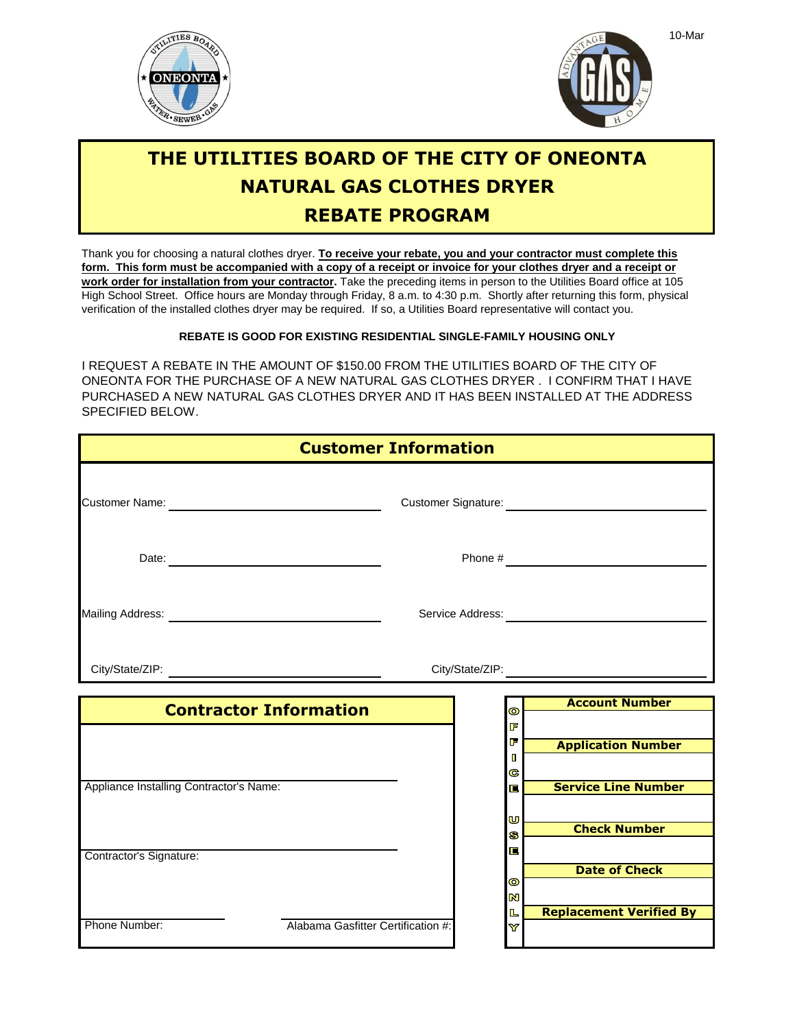10-Mar

# THE UTILITIES BOARD OF THE CITY OF ONEONTA
# NATURAL GAS CLOTHES DRYER
# REBATE PROGRAM

Thank you for choosing a natural clothes dryer. **To receive your rebate, you and your contractor must complete this form. This form must be accompanied with a copy of a receipt or invoice for your clothes dryer and a receipt or work order for installation from your contractor.** Take the preceding items in person to the Utilities Board office at 105 High School Street. Office hours are Monday through Friday, 8 a.m. to 4:30 p.m. Shortly after returning this form, physical verification of the installed clothes dryer may be required. If so, a Utilities Board representative will contact you.

**REBATE IS GOOD FOR EXISTING RESIDENTIAL SINGLE-FAMILY HOUSING ONLY**

I REQUEST A REBATE IN THE AMOUNT OF $150.00 FROM THE UTILITIES BOARD OF THE CITY OF ONEONTA FOR THE PURCHASE OF A NEW NATURAL GAS CLOTHES DRYER . I CONFIRM THAT I HAVE PURCHASED A NEW NATURAL GAS CLOTHES DRYER AND IT HAS BEEN INSTALLED AT THE ADDRESS SPECIFIED BELOW.

## Customer Information

Customer Name: ______________________ Customer Signature: ______________________

Date: ______________________ Phone # ______________________

Mailing Address: ______________________ Service Address: ______________________

City/State/ZIP: ______________________ City/State/ZIP: ______________________

## Contractor Information

Appliance Installing Contractor's Name: ______________________

Contractor's Signature: ______________________

Phone Number: ______________ Alabama Gasfitter Certification #: ______________

### OFFICE USE ONLY

| Account Number |
|---|
| |
| **Application Number** |
| |
| **Service Line Number** |
| |
| **Check Number** |
| |
| **Date of Check** |
| |
| **Replacement Verified By** |
| |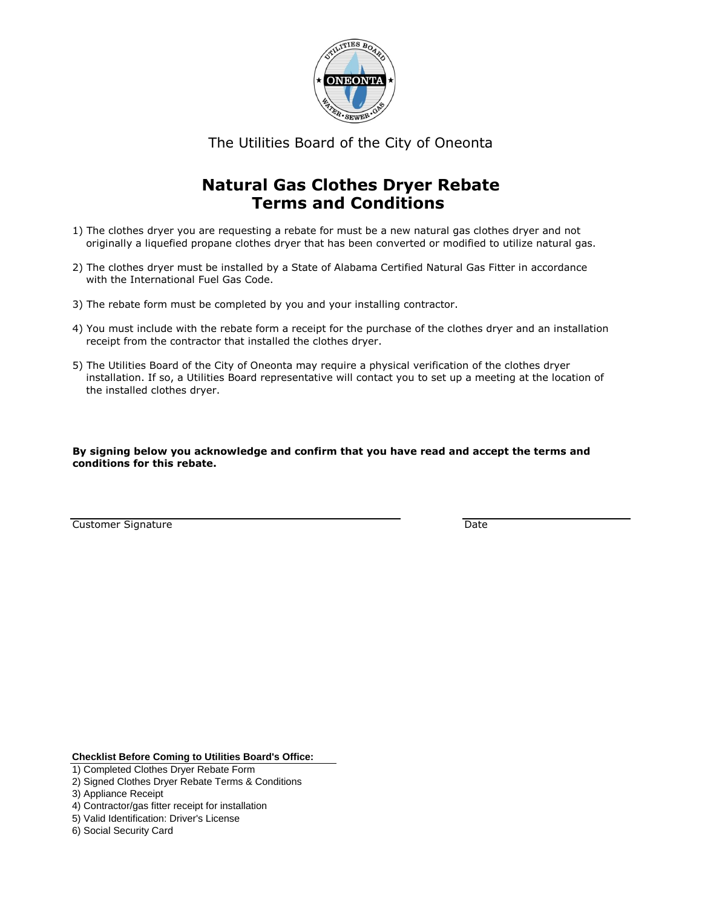The Utilities Board of the City of Oneonta

# Natural Gas Clothes Dryer Rebate Terms and Conditions

1) The clothes dryer you are requesting a rebate for must be a new natural gas clothes dryer and not originally a liquefied propane clothes dryer that has been converted or modified to utilize natural gas.

2) The clothes dryer must be installed by a State of Alabama Certified Natural Gas Fitter in accordance with the International Fuel Gas Code.

3) The rebate form must be completed by you and your installing contractor.

4) You must include with the rebate form a receipt for the purchase of the clothes dryer and an installation receipt from the contractor that installed the clothes dryer.

5) The Utilities Board of the City of Oneonta may require a physical verification of the clothes dryer installation. If so, a Utilities Board representative will contact you to set up a meeting at the location of the installed clothes dryer.

**By signing below you acknowledge and confirm that you have read and accept the terms and conditions for this rebate.**

Customer Signature ______________________________ Date ______________

**Checklist Before Coming to Utilities Board's Office:**

1) Completed Clothes Dryer Rebate Form
2) Signed Clothes Dryer Rebate Terms & Conditions
3) Appliance Receipt
4) Contractor/gas fitter receipt for installation
5) Valid Identification: Driver's License
6) Social Security Card